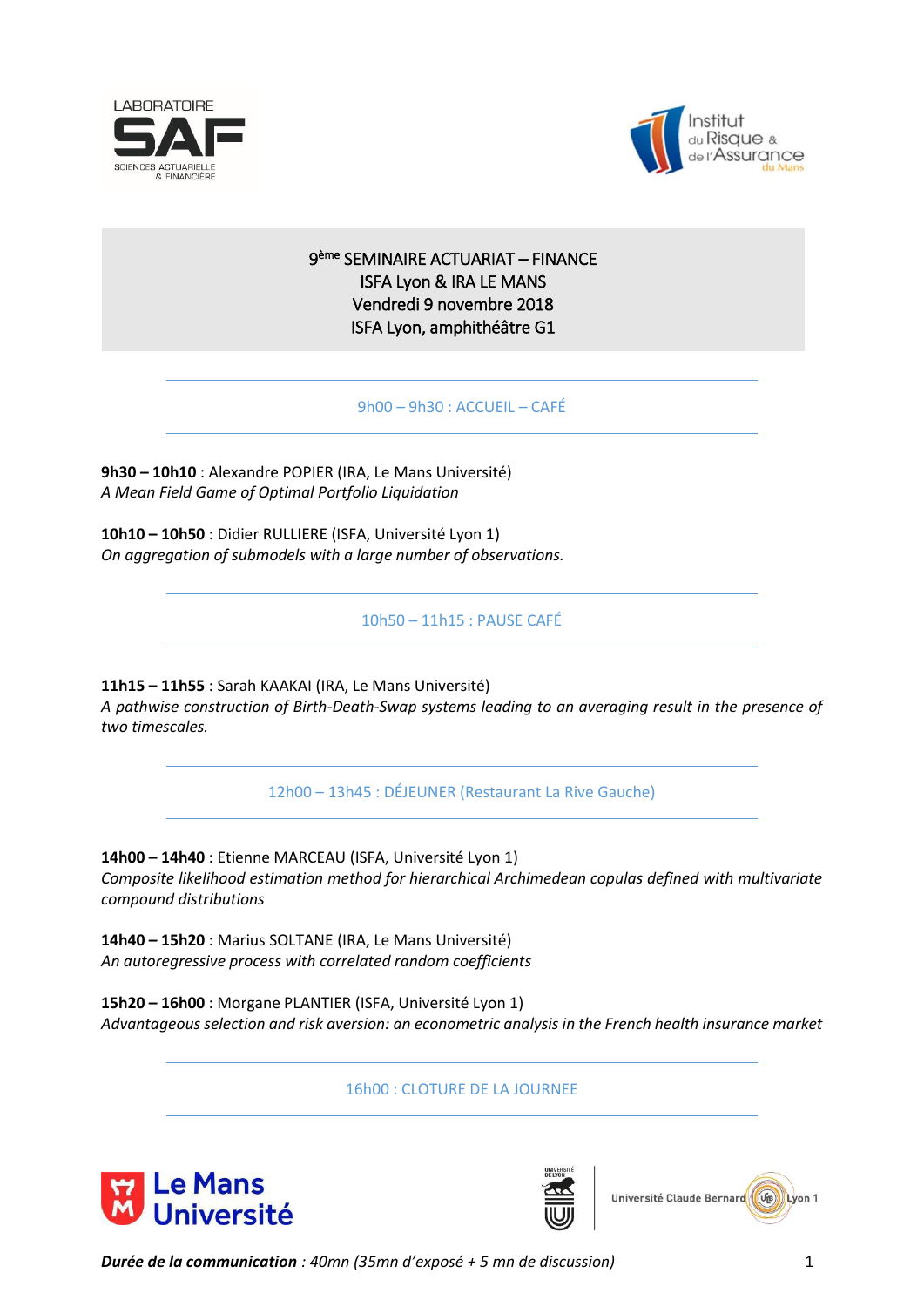# 9ème SEMINAIRE ACTUARIAT – FINANCE

**ISFA Lyon & IRA LE MANS**
**Vendredi 9 novembre 2018**
**ISFA Lyon, amphithéâtre G1**

---

9h00 – 9h30 : ACCUEIL – CAFÉ

---

**9h30 – 10h10** : Alexandre POPIER (IRA, Le Mans Université)
*A Mean Field Game of Optimal Portfolio Liquidation*

**10h10 – 10h50** : Didier RULLIERE (ISFA, Université Lyon 1)
*On aggregation of submodels with a large number of observations.*

---

10h50 – 11h15 : PAUSE CAFÉ

---

**11h15 – 11h55** : Sarah KAAKAI (IRA, Le Mans Université)
*A pathwise construction of Birth-Death-Swap systems leading to an averaging result in the presence of two timescales.*

---

12h00 – 13h45 : DÉJEUNER (Restaurant La Rive Gauche)

---

**14h00 – 14h40** : Etienne MARCEAU (ISFA, Université Lyon 1)
*Composite likelihood estimation method for hierarchical Archimedean copulas defined with multivariate compound distributions*

**14h40 – 15h20** : Marius SOLTANE (IRA, Le Mans Université)
*An autoregressive process with correlated random coefficients*

**15h20 – 16h00** : Morgane PLANTIER (ISFA, Université Lyon 1)
*Advantageous selection and risk aversion: an econometric analysis in the French health insurance market*

---

16h00 : CLOTURE DE LA JOURNEE

---

***Durée de la communication** : 40mn (35mn d'exposé + 5 mn de discussion)*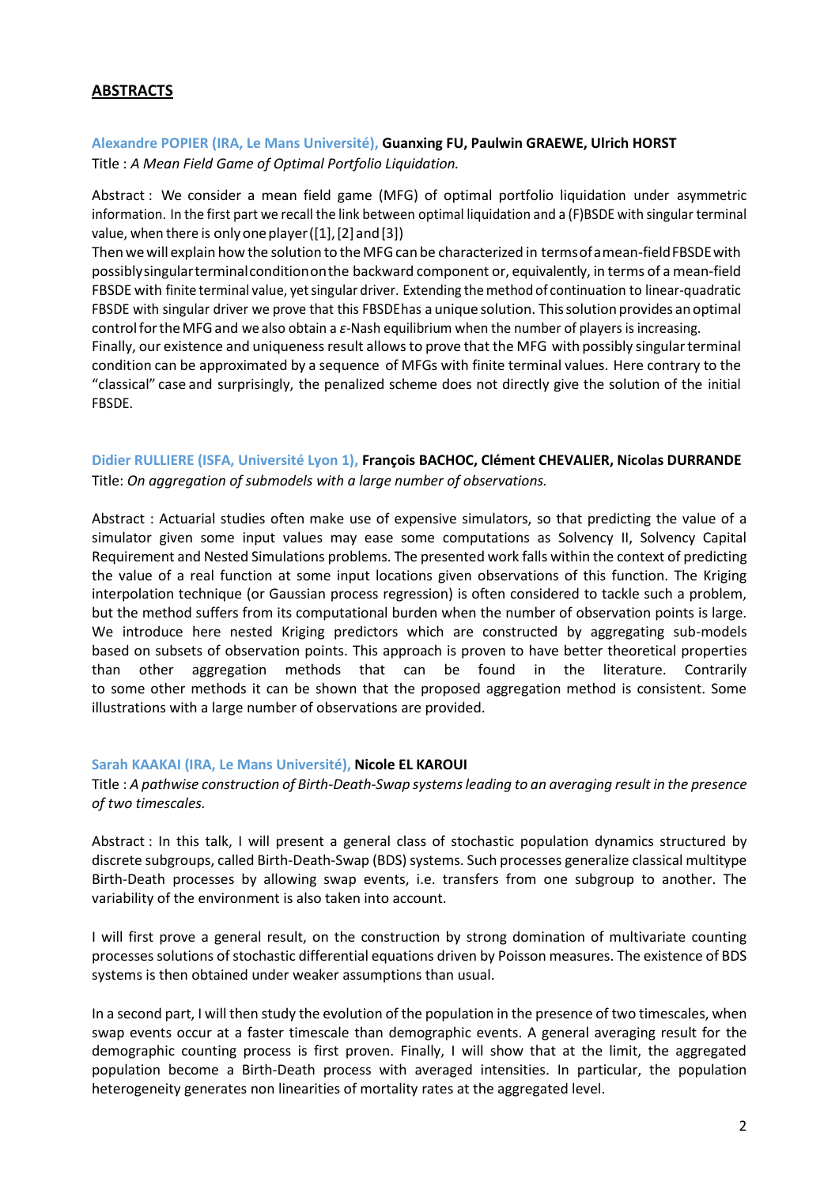## ABSTRACTS

**Alexandre POPIER (IRA, Le Mans Université), Guanxing FU, Paulwin GRAEWE, Ulrich HORST**
Title : *A Mean Field Game of Optimal Portfolio Liquidation.*

Abstract : We consider a mean field game (MFG) of optimal portfolio liquidation under asymmetric information. In the first part we recall the link between optimal liquidation and a (F)BSDE with singular terminal value, when there is only one player ([1], [2] and [3])
Then we will explain how the solution to the MFG can be characterized in terms of a mean-field FBSDE with possibly singular terminal condition on the backward component or, equivalently, in terms of a mean-field FBSDE with finite terminal value, yet singular driver. Extending the method of continuation to linear-quadratic FBSDE with singular driver we prove that this FBSDE has a unique solution. This solution provides an optimal control for the MFG and we also obtain a $\varepsilon$-Nash equilibrium when the number of players is increasing.
Finally, our existence and uniqueness result allows to prove that the MFG with possibly singular terminal condition can be approximated by a sequence of MFGs with finite terminal values. Here contrary to the "classical" case and surprisingly, the penalized scheme does not directly give the solution of the initial FBSDE.

**Didier RULLIERE (ISFA, Université Lyon 1), François BACHOC, Clément CHEVALIER, Nicolas DURRANDE**
Title: *On aggregation of submodels with a large number of observations.*

Abstract : Actuarial studies often make use of expensive simulators, so that predicting the value of a simulator given some input values may ease some computations as Solvency II, Solvency Capital Requirement and Nested Simulations problems. The presented work falls within the context of predicting the value of a real function at some input locations given observations of this function. The Kriging interpolation technique (or Gaussian process regression) is often considered to tackle such a problem, but the method suffers from its computational burden when the number of observation points is large. We introduce here nested Kriging predictors which are constructed by aggregating sub-models based on subsets of observation points. This approach is proven to have better theoretical properties than other aggregation methods that can be found in the literature. Contrarily to some other methods it can be shown that the proposed aggregation method is consistent. Some illustrations with a large number of observations are provided.

**Sarah KAAKAI (IRA, Le Mans Université), Nicole EL KAROUI**
Title : *A pathwise construction of Birth-Death-Swap systems leading to an averaging result in the presence of two timescales.*

Abstract : In this talk, I will present a general class of stochastic population dynamics structured by discrete subgroups, called Birth-Death-Swap (BDS) systems. Such processes generalize classical multitype Birth-Death processes by allowing swap events, i.e. transfers from one subgroup to another. The variability of the environment is also taken into account.

I will first prove a general result, on the construction by strong domination of multivariate counting processes solutions of stochastic differential equations driven by Poisson measures. The existence of BDS systems is then obtained under weaker assumptions than usual.

In a second part, I will then study the evolution of the population in the presence of two timescales, when swap events occur at a faster timescale than demographic events. A general averaging result for the demographic counting process is first proven. Finally, I will show that at the limit, the aggregated population become a Birth-Death process with averaged intensities. In particular, the population heterogeneity generates non linearities of mortality rates at the aggregated level.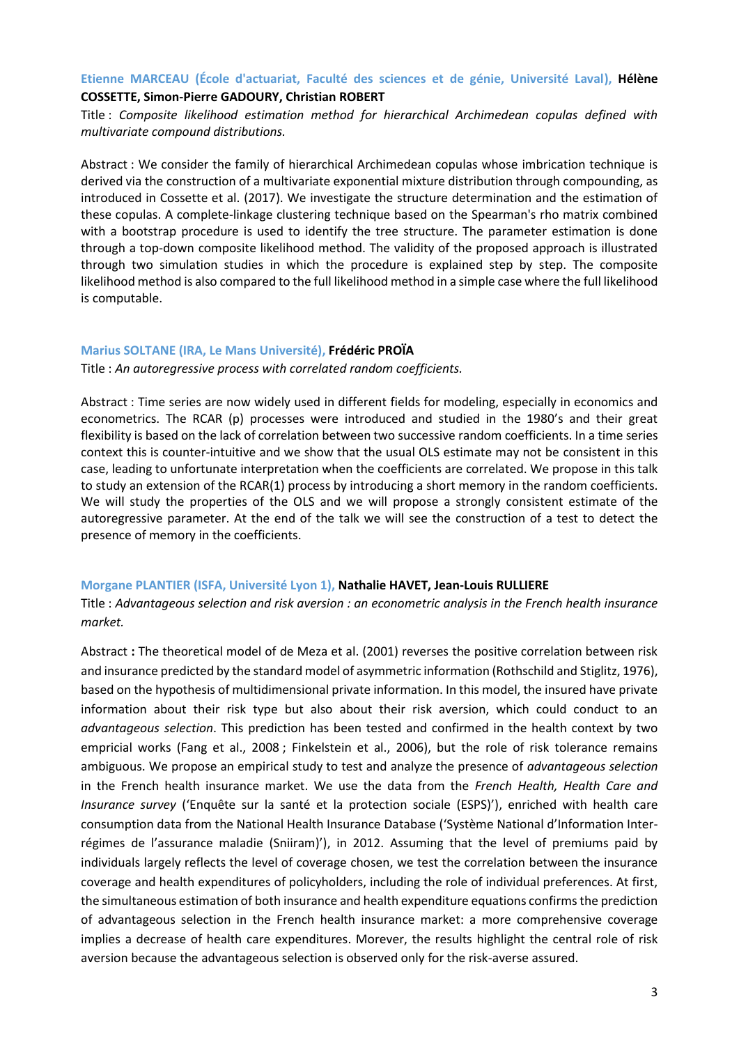**Etienne MARCEAU (École d'actuariat, Faculté des sciences et de génie, Université Laval), Hélène COSSETTE, Simon-Pierre GADOURY, Christian ROBERT**

Title : *Composite likelihood estimation method for hierarchical Archimedean copulas defined with multivariate compound distributions.*

Abstract : We consider the family of hierarchical Archimedean copulas whose imbrication technique is derived via the construction of a multivariate exponential mixture distribution through compounding, as introduced in Cossette et al. (2017). We investigate the structure determination and the estimation of these copulas. A complete-linkage clustering technique based on the Spearman's rho matrix combined with a bootstrap procedure is used to identify the tree structure. The parameter estimation is done through a top-down composite likelihood method. The validity of the proposed approach is illustrated through two simulation studies in which the procedure is explained step by step. The composite likelihood method is also compared to the full likelihood method in a simple case where the full likelihood is computable.

**Marius SOLTANE (IRA, Le Mans Université), Frédéric PROÏA**

Title : *An autoregressive process with correlated random coefficients.*

Abstract : Time series are now widely used in different fields for modeling, especially in economics and econometrics. The RCAR (p) processes were introduced and studied in the 1980's and their great flexibility is based on the lack of correlation between two successive random coefficients. In a time series context this is counter-intuitive and we show that the usual OLS estimate may not be consistent in this case, leading to unfortunate interpretation when the coefficients are correlated. We propose in this talk to study an extension of the RCAR(1) process by introducing a short memory in the random coefficients. We will study the properties of the OLS and we will propose a strongly consistent estimate of the autoregressive parameter. At the end of the talk we will see the construction of a test to detect the presence of memory in the coefficients.

**Morgane PLANTIER (ISFA, Université Lyon 1), Nathalie HAVET, Jean-Louis RULLIERE**

Title : *Advantageous selection and risk aversion : an econometric analysis in the French health insurance market.*

Abstract **:** The theoretical model of de Meza et al. (2001) reverses the positive correlation between risk and insurance predicted by the standard model of asymmetric information (Rothschild and Stiglitz, 1976), based on the hypothesis of multidimensional private information. In this model, the insured have private information about their risk type but also about their risk aversion, which could conduct to an *advantageous selection*. This prediction has been tested and confirmed in the health context by two empricial works (Fang et al., 2008 ; Finkelstein et al., 2006), but the role of risk tolerance remains ambiguous. We propose an empirical study to test and analyze the presence of *advantageous selection* in the French health insurance market. We use the data from the *French Health, Health Care and Insurance survey* ('Enquête sur la santé et la protection sociale (ESPS)'), enriched with health care consumption data from the National Health Insurance Database ('Système National d'Information Inter-régimes de l'assurance maladie (Sniiram)'), in 2012. Assuming that the level of premiums paid by individuals largely reflects the level of coverage chosen, we test the correlation between the insurance coverage and health expenditures of policyholders, including the role of individual preferences. At first, the simultaneous estimation of both insurance and health expenditure equations confirms the prediction of advantageous selection in the French health insurance market: a more comprehensive coverage implies a decrease of health care expenditures. Morever, the results highlight the central role of risk aversion because the advantageous selection is observed only for the risk-averse assured.